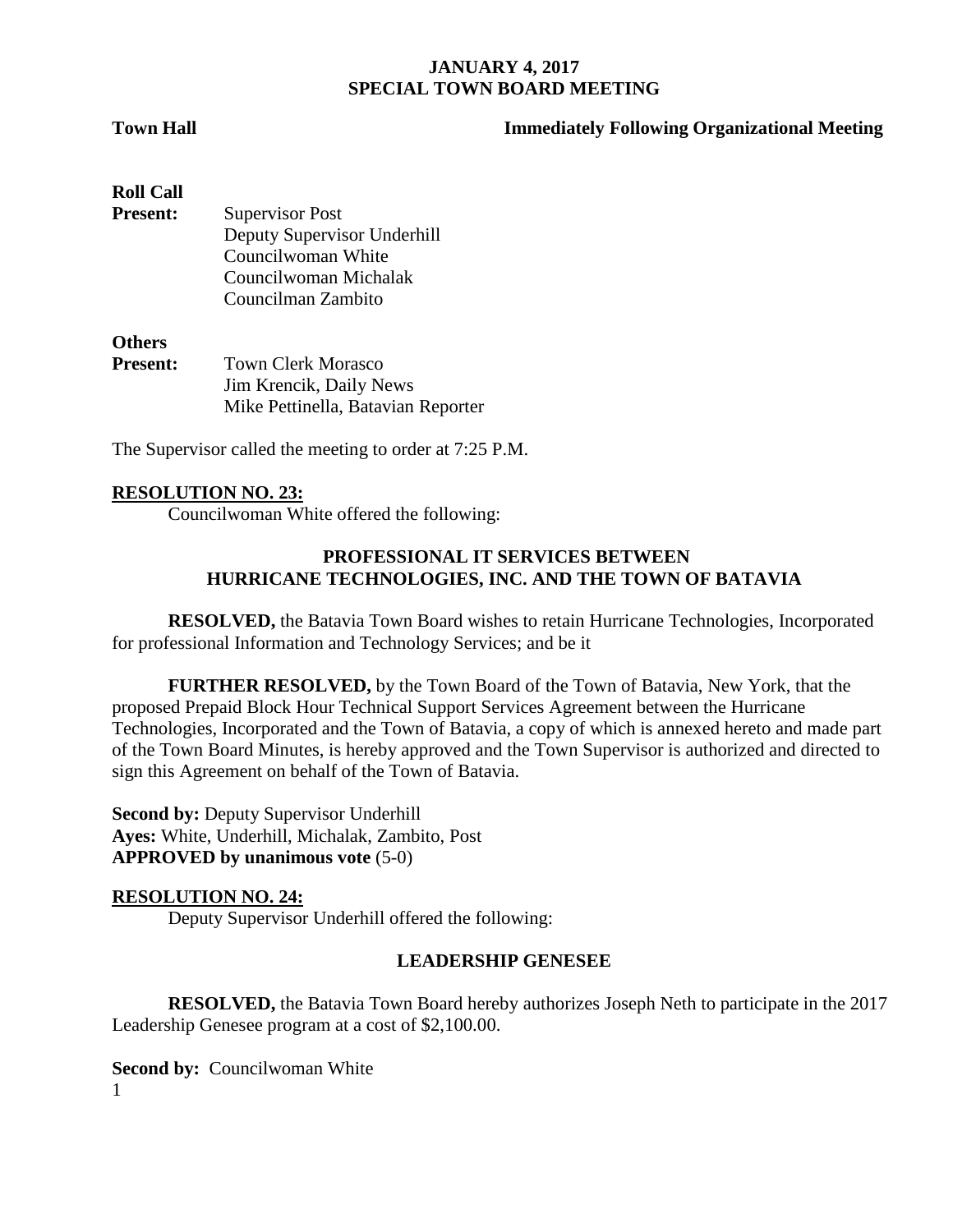# JANUARY 4, 2017
## SPECIAL TOWN BOARD MEETING

**Town Hall** **Immediately Following Organizational Meeting**

**Roll Call**

**Present:** Supervisor Post
Deputy Supervisor Underhill
Councilwoman White
Councilwoman Michalak
Councilman Zambito

**Others**

**Present:** Town Clerk Morasco
Jim Krencik, Daily News
Mike Pettinella, Batavian Reporter

The Supervisor called the meeting to order at 7:25 P.M.

**RESOLUTION NO. 23:**

Councilwoman White offered the following:

**PROFESSIONAL IT SERVICES BETWEEN HURRICANE TECHNOLOGIES, INC. AND THE TOWN OF BATAVIA**

**RESOLVED,** the Batavia Town Board wishes to retain Hurricane Technologies, Incorporated for professional Information and Technology Services; and be it

**FURTHER RESOLVED,** by the Town Board of the Town of Batavia, New York, that the proposed Prepaid Block Hour Technical Support Services Agreement between the Hurricane Technologies, Incorporated and the Town of Batavia, a copy of which is annexed hereto and made part of the Town Board Minutes, is hereby approved and the Town Supervisor is authorized and directed to sign this Agreement on behalf of the Town of Batavia.

**Second by:** Deputy Supervisor Underhill
**Ayes:** White, Underhill, Michalak, Zambito, Post
**APPROVED by unanimous vote** (5-0)

**RESOLUTION NO. 24:**

Deputy Supervisor Underhill offered the following:

**LEADERSHIP GENESEE**

**RESOLVED,** the Batavia Town Board hereby authorizes Joseph Neth to participate in the 2017 Leadership Genesee program at a cost of $2,100.00.

**Second by:** Councilwoman White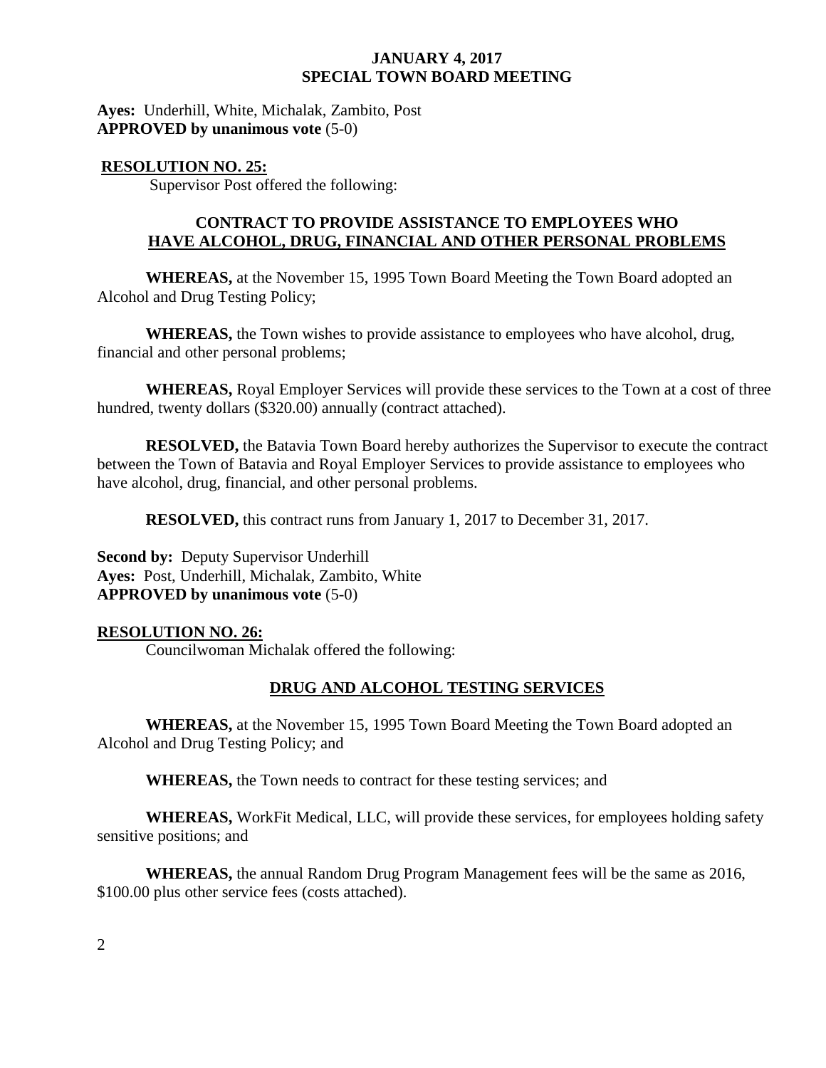**Ayes:** Underhill, White, Michalak, Zambito, Post
**APPROVED by unanimous vote** (5-0)

**RESOLUTION NO. 25:**

Supervisor Post offered the following:

**CONTRACT TO PROVIDE ASSISTANCE TO EMPLOYEES WHO HAVE ALCOHOL, DRUG, FINANCIAL AND OTHER PERSONAL PROBLEMS**

**WHEREAS,** at the November 15, 1995 Town Board Meeting the Town Board adopted an Alcohol and Drug Testing Policy;

**WHEREAS,** the Town wishes to provide assistance to employees who have alcohol, drug, financial and other personal problems;

**WHEREAS,** Royal Employer Services will provide these services to the Town at a cost of three hundred, twenty dollars ($320.00) annually (contract attached).

**RESOLVED,** the Batavia Town Board hereby authorizes the Supervisor to execute the contract between the Town of Batavia and Royal Employer Services to provide assistance to employees who have alcohol, drug, financial, and other personal problems.

**RESOLVED,** this contract runs from January 1, 2017 to December 31, 2017.

**Second by:** Deputy Supervisor Underhill
**Ayes:** Post, Underhill, Michalak, Zambito, White
**APPROVED by unanimous vote** (5-0)

**RESOLUTION NO. 26:**

Councilwoman Michalak offered the following:

**DRUG AND ALCOHOL TESTING SERVICES**

**WHEREAS,** at the November 15, 1995 Town Board Meeting the Town Board adopted an Alcohol and Drug Testing Policy; and

**WHEREAS,** the Town needs to contract for these testing services; and

**WHEREAS,** WorkFit Medical, LLC, will provide these services, for employees holding safety sensitive positions; and

**WHEREAS,** the annual Random Drug Program Management fees will be the same as 2016, $100.00 plus other service fees (costs attached).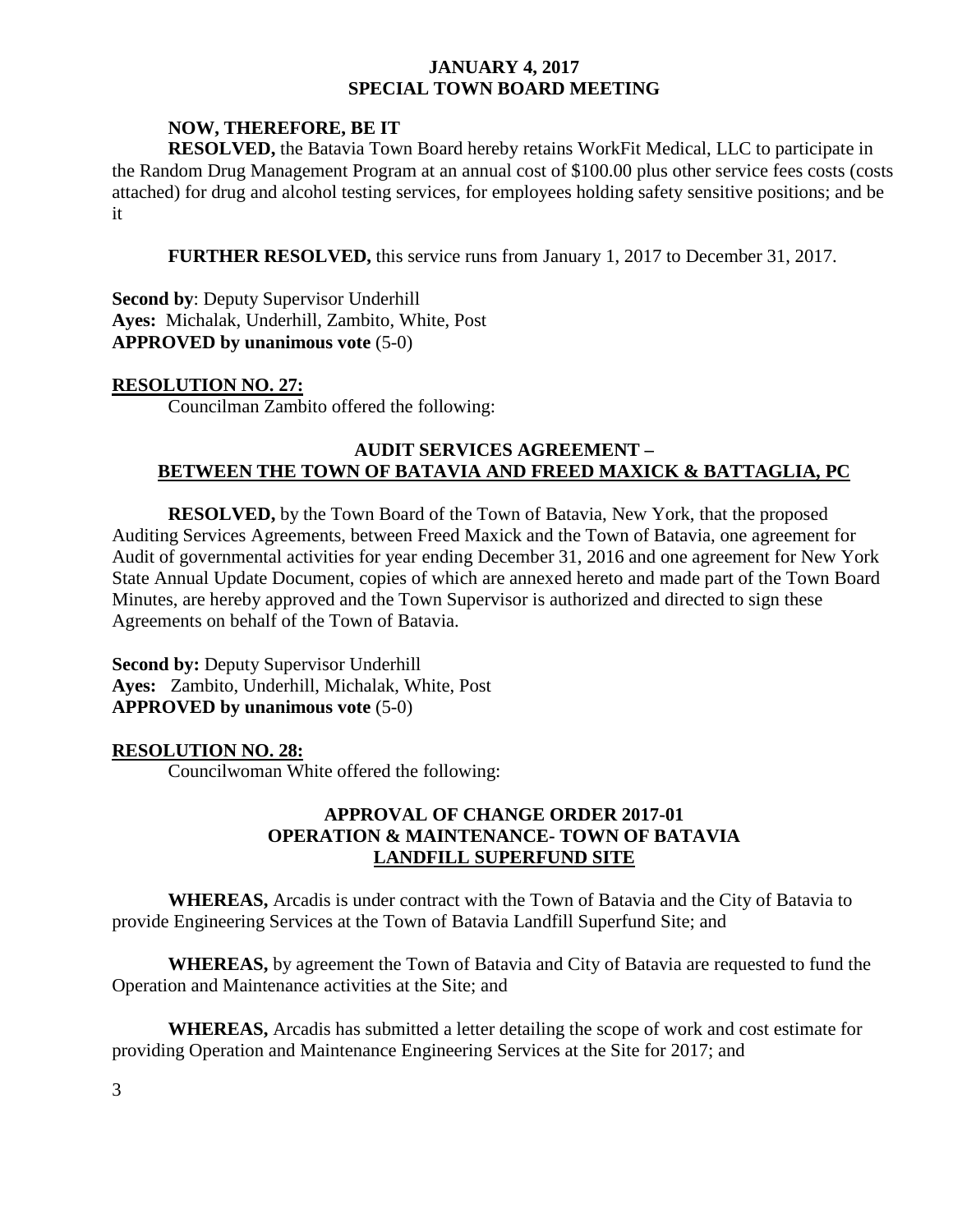**NOW, THEREFORE, BE IT**

**RESOLVED,** the Batavia Town Board hereby retains WorkFit Medical, LLC to participate in the Random Drug Management Program at an annual cost of $100.00 plus other service fees costs (costs attached) for drug and alcohol testing services, for employees holding safety sensitive positions; and be it

**FURTHER RESOLVED,** this service runs from January 1, 2017 to December 31, 2017.

**Second by**: Deputy Supervisor Underhill
**Ayes:** Michalak, Underhill, Zambito, White, Post
**APPROVED by unanimous vote** (5-0)

**RESOLUTION NO. 27:**

Councilman Zambito offered the following:

**AUDIT SERVICES AGREEMENT –**
**BETWEEN THE TOWN OF BATAVIA AND FREED MAXICK & BATTAGLIA, PC**

**RESOLVED,** by the Town Board of the Town of Batavia, New York, that the proposed Auditing Services Agreements, between Freed Maxick and the Town of Batavia, one agreement for Audit of governmental activities for year ending December 31, 2016 and one agreement for New York State Annual Update Document, copies of which are annexed hereto and made part of the Town Board Minutes, are hereby approved and the Town Supervisor is authorized and directed to sign these Agreements on behalf of the Town of Batavia.

**Second by:** Deputy Supervisor Underhill
**Ayes:** Zambito, Underhill, Michalak, White, Post
**APPROVED by unanimous vote** (5-0)

**RESOLUTION NO. 28:**

Councilwoman White offered the following:

**APPROVAL OF CHANGE ORDER 2017-01**
**OPERATION & MAINTENANCE- TOWN OF BATAVIA**
**LANDFILL SUPERFUND SITE**

**WHEREAS,** Arcadis is under contract with the Town of Batavia and the City of Batavia to provide Engineering Services at the Town of Batavia Landfill Superfund Site; and

**WHEREAS,** by agreement the Town of Batavia and City of Batavia are requested to fund the Operation and Maintenance activities at the Site; and

**WHEREAS,** Arcadis has submitted a letter detailing the scope of work and cost estimate for providing Operation and Maintenance Engineering Services at the Site for 2017; and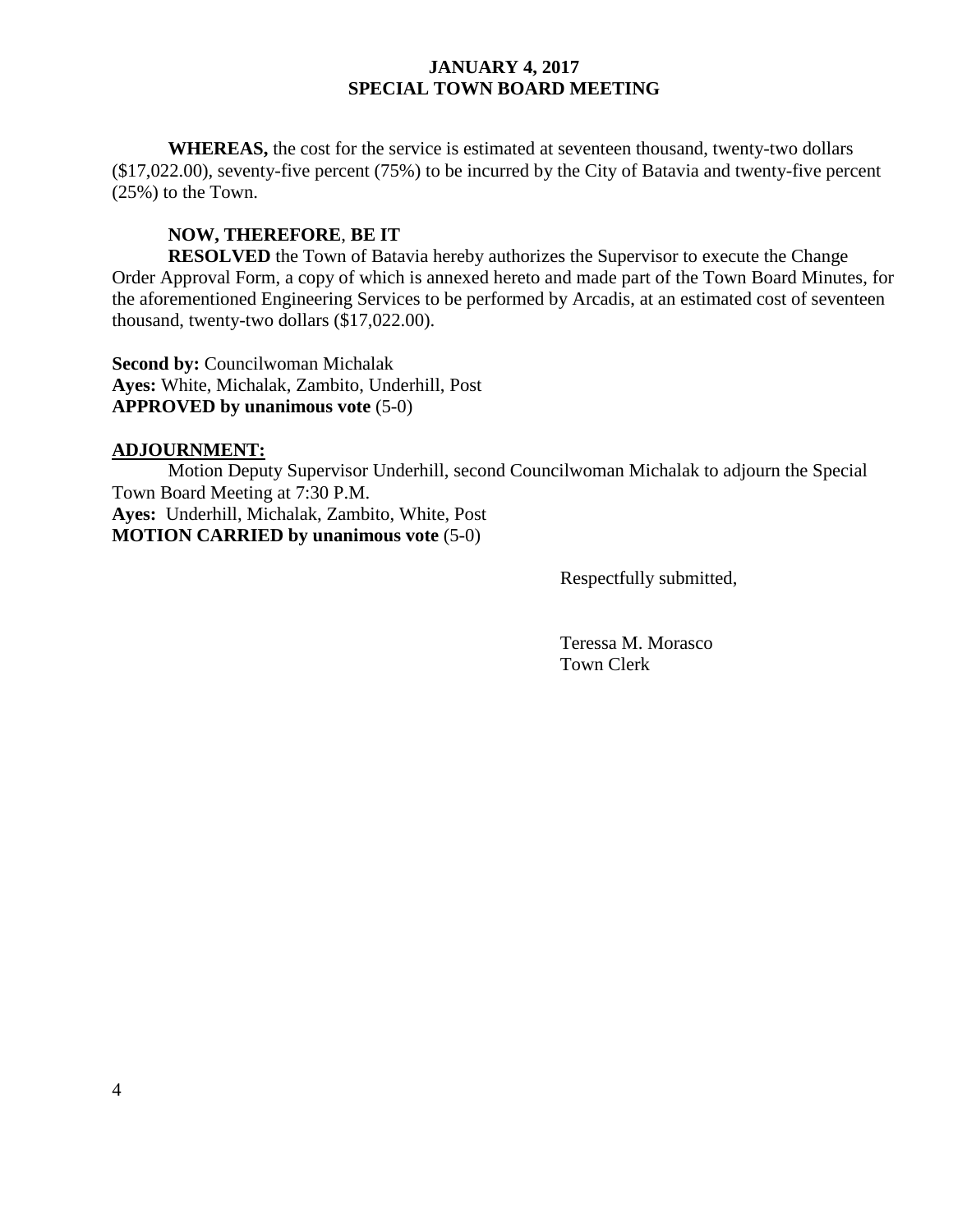**WHEREAS,** the cost for the service is estimated at seventeen thousand, twenty-two dollars ($17,022.00), seventy-five percent (75%) to be incurred by the City of Batavia and twenty-five percent (25%) to the Town.

**NOW, THEREFORE**, **BE IT**

**RESOLVED** the Town of Batavia hereby authorizes the Supervisor to execute the Change Order Approval Form, a copy of which is annexed hereto and made part of the Town Board Minutes, for the aforementioned Engineering Services to be performed by Arcadis, at an estimated cost of seventeen thousand, twenty-two dollars ($17,022.00).

**Second by:** Councilwoman Michalak
**Ayes:** White, Michalak, Zambito, Underhill, Post
**APPROVED by unanimous vote** (5-0)

**ADJOURNMENT:**

Motion Deputy Supervisor Underhill, second Councilwoman Michalak to adjourn the Special Town Board Meeting at 7:30 P.M.
**Ayes:** Underhill, Michalak, Zambito, White, Post
**MOTION CARRIED by unanimous vote** (5-0)

Respectfully submitted,

Teressa M. Morasco
Town Clerk